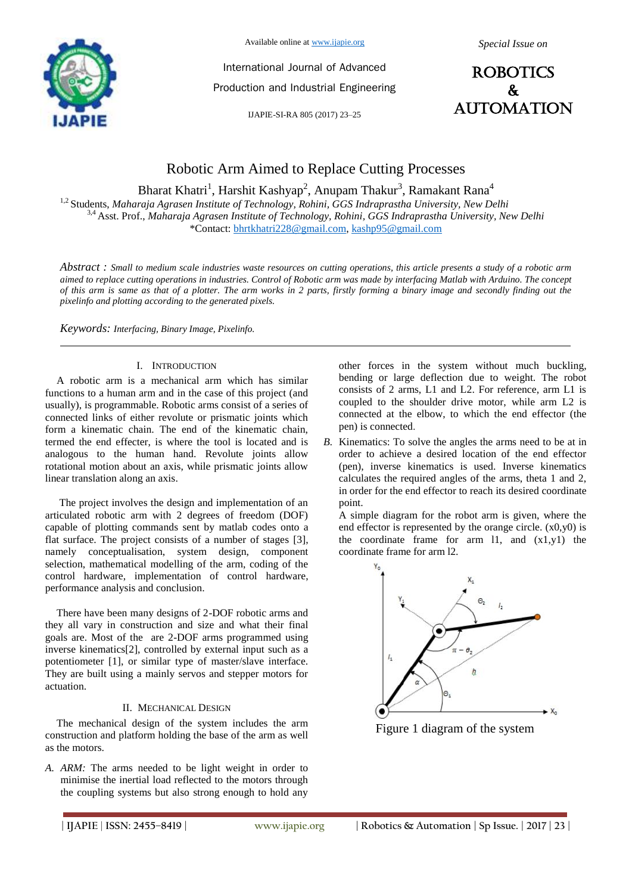# Robotic Arm Aimed to Replace Cutting Processes

Bharat Khatri[1], Harshit Kashyap[2], Anupam Thakur[3], Ramakant Rana[4]

[1,2] Students, *Maharaja Agrasen Institute of Technology, Rohini, GGS Indraprastha University, New Delhi*
[3,4] Asst. Prof., *Maharaja Agrasen Institute of Technology, Rohini, GGS Indraprastha University, New Delhi*
*Contact: bhrtkhatri228@gmail.com, kashp95@gmail.com

*Abstract : Small to medium scale industries waste resources on cutting operations, this article presents a study of a robotic arm aimed to replace cutting operations in industries. Control of Robotic arm was made by interfacing Matlab with Arduino. The concept of this arm is same as that of a plotter. The arm works in 2 parts, firstly forming a binary image and secondly finding out the pixelinfo and plotting according to the generated pixels.*

*Keywords: Interfacing, Binary Image, Pixelinfo.*

## I. Introduction

A robotic arm is a mechanical arm which has similar functions to a human arm and in the case of this project (and usually), is programmable. Robotic arms consist of a series of connected links of either revolute or prismatic joints which form a kinematic chain. The end of the kinematic chain, termed the end effecter, is where the tool is located and is analogous to the human hand. Revolute joints allow rotational motion about an axis, while prismatic joints allow linear translation along an axis.

The project involves the design and implementation of an articulated robotic arm with 2 degrees of freedom (DOF) capable of plotting commands sent by matlab codes onto a flat surface. The project consists of a number of stages [3], namely conceptualisation, system design, component selection, mathematical modelling of the arm, coding of the control hardware, implementation of control hardware, performance analysis and conclusion.

There have been many designs of 2-DOF robotic arms and they all vary in construction and size and what their final goals are. Most of the are 2-DOF arms programmed using inverse kinematics[2], controlled by external input such as a potentiometer [1], or similar type of master/slave interface. They are built using a mainly servos and stepper motors for actuation.

## II. Mechanical Design

The mechanical design of the system includes the arm construction and platform holding the base of the arm as well as the motors.

*A. ARM:* The arms needed to be light weight in order to minimise the inertial load reflected to the motors through the coupling systems but also strong enough to hold any other forces in the system without much buckling, bending or large deflection due to weight. The robot consists of 2 arms, L1 and L2. For reference, arm L1 is coupled to the shoulder drive motor, while arm L2 is connected at the elbow, to which the end effector (the pen) is connected.

*B.* Kinematics: To solve the angles the arms need to be at in order to achieve a desired location of the end effector (pen), inverse kinematics is used. Inverse kinematics calculates the required angles of the arms, theta 1 and 2, in order for the end effector to reach its desired coordinate point.

A simple diagram for the robot arm is given, where the end effector is represented by the orange circle. (x0,y0) is the coordinate frame for arm l1, and (x1,y1) the coordinate frame for arm l2.

Figure 1 diagram of the system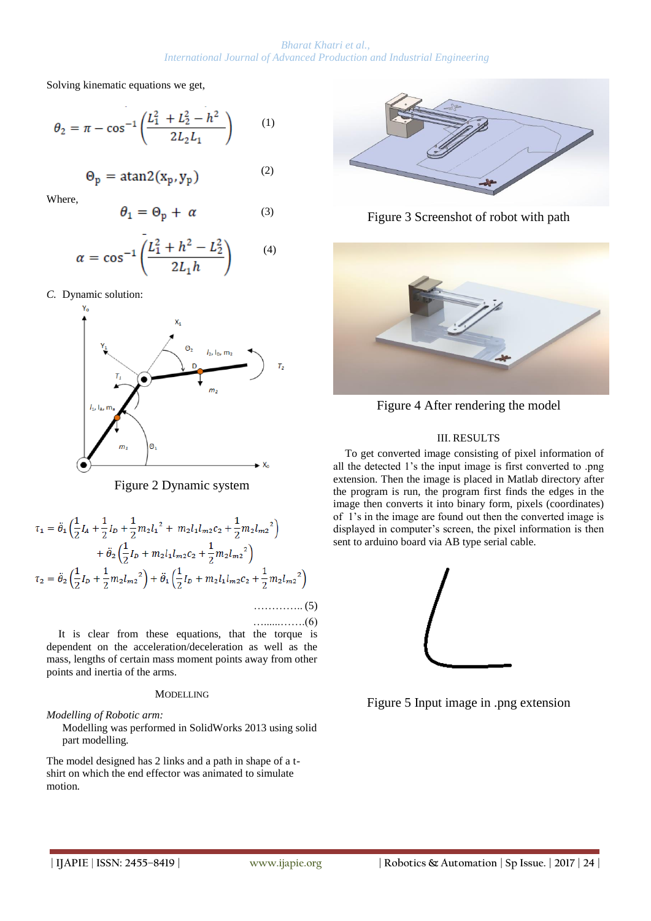Solving kinematic equations we get,

$$\theta_2 = \pi - \cos^{-1}\left(\frac{L_1^2 + L_2^2 - h^2}{2L_2L_1}\right) \tag{1}$$

$$\Theta_p = \operatorname{atan2}(x_p, y_p) \tag{2}$$

Where,

$$\theta_1 = \Theta_p + \alpha \tag{3}$$

$$\alpha = \cos^{-1}\left(\frac{L_1^2 + h^2 - L_2^2}{2L_1 h}\right) \tag{4}$$

*C.* Dynamic solution:

Figure 2 Dynamic system

$$\tau_1 = \ddot{\theta}_1\left(\frac{1}{2}I_A + \frac{1}{2}I_D + \frac{1}{2}m_2 l_1{}^2 + m_2 l_1 l_{m2} c_2 + \frac{1}{2}m_2 l_{m2}{}^2\right) + \ddot{\theta}_2\left(\frac{1}{2}I_D + m_2 l_1 l_{m2} c_2 + \frac{1}{2}m_2 l_{m2}{}^2\right)$$

$$\tau_2 = \ddot{\theta}_2\left(\frac{1}{2}I_D + \frac{1}{2}m_2 l_{m2}{}^2\right) + \ddot{\theta}_1\left(\frac{1}{2}I_D + m_2 l_1 l_{m2} c_2 + \frac{1}{2}m_2 l_{m2}{}^2\right)$$

………….. (5)

…......…….(6)

It is clear from these equations, that the torque is dependent on the acceleration/deceleration as well as the mass, lengths of certain mass moment points away from other points and inertia of the arms.

## MODELLING

*Modelling of Robotic arm:*

Modelling was performed in SolidWorks 2013 using solid part modelling.

The model designed has 2 links and a path in shape of a t-shirt on which the end effector was animated to simulate motion.

Figure 3 Screenshot of robot with path

Figure 4 After rendering the model

## III. RESULTS

To get converted image consisting of pixel information of all the detected 1's the input image is first converted to .png extension. Then the image is placed in Matlab directory after the program is run, the program first finds the edges in the image then converts it into binary form, pixels (coordinates) of 1's in the image are found out then the converted image is displayed in computer's screen, the pixel information is then sent to arduino board via AB type serial cable.

Figure 5 Input image in .png extension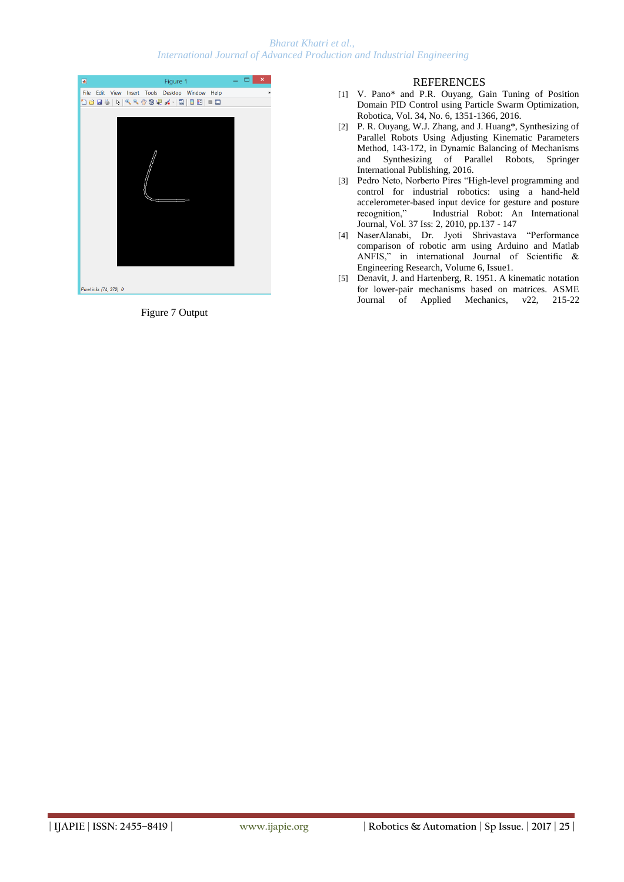Figure 7 Output

## REFERENCES

[1] V. Pano* and P.R. Ouyang, Gain Tuning of Position Domain PID Control using Particle Swarm Optimization, Robotica, Vol. 34, No. 6, 1351-1366, 2016.

[2] P. R. Ouyang, W.J. Zhang, and J. Huang*, Synthesizing of Parallel Robots Using Adjusting Kinematic Parameters Method, 143-172, in Dynamic Balancing of Mechanisms and Synthesizing of Parallel Robots, Springer International Publishing, 2016.

[3] Pedro Neto, Norberto Pires "High-level programming and control for industrial robotics: using a hand-held accelerometer-based input device for gesture and posture recognition," Industrial Robot: An International Journal, Vol. 37 Iss: 2, 2010, pp.137 - 147

[4] NaserAlanabi, Dr. Jyoti Shrivastava "Performance comparison of robotic arm using Arduino and Matlab ANFIS," in international Journal of Scientific & Engineering Research, Volume 6, Issue1.

[5] Denavit, J. and Hartenberg, R. 1951. A kinematic notation for lower-pair mechanisms based on matrices. ASME Journal of Applied Mechanics, v22, 215-22